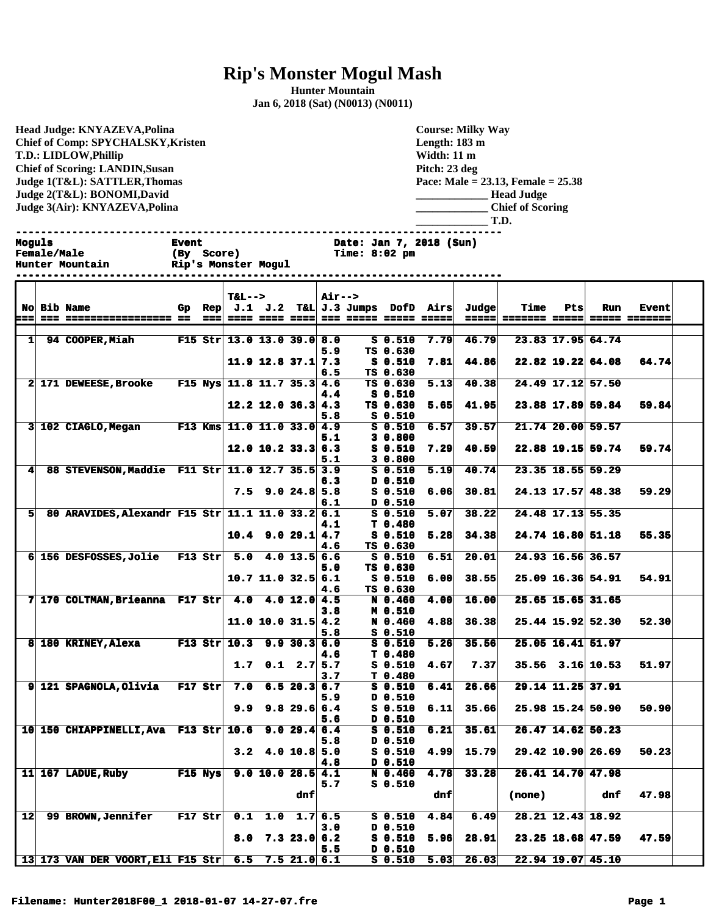# Rip's Monster Mogul Mash

**Hunter Mountain**

**Jan 6, 2018 (Sat) (N0013) (N0011)**

**Head Judge: KNYAZEVA,Polina**
**Chief of Comp: SPYCHALSKY,Kristen**
**T.D.: LIDLOW,Phillip**
**Chief of Scoring: LANDIN,Susan**
**Judge 1(T&L): SATTLER,Thomas**
**Judge 2(T&L): BONOMI,David**
**Judge 3(Air): KNYAZEVA,Polina**

**Course: Milky Way**
**Length: 183 m**
**Width: 11 m**
**Pitch: 23 deg**
**Pace: Male = 23.13, Female = 25.38**
**_____________ Head Judge**
**_____________ Chief of Scoring**
**_____________ T.D.**

```
Moguls            Event               Date: Jan 7, 2018 (Sun)
Female/Male       (By Score)          Time: 8:02 pm
Hunter Mountain   Rip's Monster Mogul
```

| No | Bib | Name | Gp | Rep | T&L--> J.1 | J.2 | T&L | Air--> J.3 | Jumps | DofD | Airs | Judge | Time | Pts | Run | Event |
|---|---|---|---|---|---|---|---|---|---|---|---|---|---|---|---|---|
| 1 | 94 | COOPER,Miah | F15 | Str | 13.0 | 13.0 | 39.0 | 8.0 | S | 0.510 | 7.79 | 46.79 | 23.83 | 17.95 | 64.74 | |
| | | | | | | | | 5.9 | TS | 0.630 | | | | | | |
| | | | | | 11.9 | 12.8 | 37.1 | 7.3 | S | 0.510 | 7.81 | 44.86 | 22.82 | 19.22 | 64.08 | 64.74 |
| | | | | | | | | 6.5 | TS | 0.630 | | | | | | |
| 2 | 171 | DEWEESE,Brooke | F15 | Nys | 11.8 | 11.7 | 35.3 | 4.6 | TS | 0.630 | 5.13 | 40.38 | 24.49 | 17.12 | 57.50 | |
| | | | | | | | | 4.4 | S | 0.510 | | | | | | |
| | | | | | 12.2 | 12.0 | 36.3 | 4.3 | TS | 0.630 | 5.65 | 41.95 | 23.88 | 17.89 | 59.84 | 59.84 |
| | | | | | | | | 5.8 | S | 0.510 | | | | | | |
| 3 | 102 | CIAGLO,Megan | F13 | Kms | 11.0 | 11.0 | 33.0 | 4.9 | S | 0.510 | 6.57 | 39.57 | 21.74 | 20.00 | 59.57 | |
| | | | | | | | | 5.1 | 3 | 0.800 | | | | | | |
| | | | | | 12.0 | 10.2 | 33.3 | 6.3 | S | 0.510 | 7.29 | 40.59 | 22.88 | 19.15 | 59.74 | 59.74 |
| | | | | | | | | 5.1 | 3 | 0.800 | | | | | | |
| 4 | 88 | STEVENSON,Maddie | F11 | Str | 11.0 | 12.7 | 35.5 | 3.9 | S | 0.510 | 5.19 | 40.74 | 23.35 | 18.55 | 59.29 | |
| | | | | | | | | 6.3 | D | 0.510 | | | | | | |
| | | | | | 7.5 | 9.0 | 24.8 | 5.8 | S | 0.510 | 6.06 | 30.81 | 24.13 | 17.57 | 48.38 | 59.29 |
| | | | | | | | | 6.1 | D | 0.510 | | | | | | |
| 5 | 80 | ARAVIDES,Alexandr | F15 | Str | 11.1 | 11.0 | 33.2 | 6.1 | S | 0.510 | 5.07 | 38.22 | 24.48 | 17.13 | 55.35 | |
| | | | | | | | | 4.1 | T | 0.480 | | | | | | |
| | | | | | 10.4 | 9.0 | 29.1 | 4.7 | S | 0.510 | 5.28 | 34.38 | 24.74 | 16.80 | 51.18 | 55.35 |
| | | | | | | | | 4.6 | TS | 0.630 | | | | | | |
| 6 | 156 | DESFOSSES,Jolie | F13 | Str | 5.0 | 4.0 | 13.5 | 6.6 | S | 0.510 | 6.51 | 20.01 | 24.93 | 16.56 | 36.57 | |
| | | | | | | | | 5.0 | TS | 0.630 | | | | | | |
| | | | | | 10.7 | 11.0 | 32.5 | 6.1 | S | 0.510 | 6.00 | 38.55 | 25.09 | 16.36 | 54.91 | 54.91 |
| | | | | | | | | 4.6 | TS | 0.630 | | | | | | |
| 7 | 170 | COLTMAN,Brieanna | F17 | Str | 4.0 | 4.0 | 12.0 | 4.5 | N | 0.460 | 4.00 | 16.00 | 25.65 | 15.65 | 31.65 | |
| | | | | | | | | 3.8 | M | 0.510 | | | | | | |
| | | | | | 11.0 | 10.0 | 31.5 | 4.2 | N | 0.460 | 4.88 | 36.38 | 25.44 | 15.92 | 52.30 | 52.30 |
| | | | | | | | | 5.8 | S | 0.510 | | | | | | |
| 8 | 180 | KRINEY,Alexa | F13 | Str | 10.3 | 9.9 | 30.3 | 6.0 | S | 0.510 | 5.26 | 35.56 | 25.05 | 16.41 | 51.97 | |
| | | | | | | | | 4.6 | T | 0.480 | | | | | | |
| | | | | | 1.7 | 0.1 | 2.7 | 5.7 | S | 0.510 | 4.67 | 7.37 | 35.56 | 3.16 | 10.53 | 51.97 |
| | | | | | | | | 3.7 | T | 0.480 | | | | | | |
| 9 | 121 | SPAGNOLA,Olivia | F17 | Str | 7.0 | 6.5 | 20.3 | 6.7 | S | 0.510 | 6.41 | 26.66 | 29.14 | 11.25 | 37.91 | |
| | | | | | | | | 5.9 | D | 0.510 | | | | | | |
| | | | | | 9.9 | 9.8 | 29.6 | 6.4 | S | 0.510 | 6.11 | 35.66 | 25.98 | 15.24 | 50.90 | 50.90 |
| | | | | | | | | 5.6 | D | 0.510 | | | | | | |
| 10 | 150 | CHIAPPINELLI,Ava | F13 | Str | 10.6 | 9.0 | 29.4 | 6.4 | S | 0.510 | 6.21 | 35.61 | 26.47 | 14.62 | 50.23 | |
| | | | | | | | | 5.8 | D | 0.510 | | | | | | |
| | | | | | 3.2 | 4.0 | 10.8 | 5.0 | S | 0.510 | 4.99 | 15.79 | 29.42 | 10.90 | 26.69 | 50.23 |
| | | | | | | | | 4.8 | D | 0.510 | | | | | | |
| 11 | 167 | LADUE,Ruby | F15 | Nys | 9.0 | 10.0 | 28.5 | 4.1 | N | 0.460 | 4.78 | 33.28 | 26.41 | 14.70 | 47.98 | |
| | | | | | | | | 5.7 | S | 0.510 | | | | | | |
| | | | | | | | dnf | | | | dnf | | (none) | | dnf | 47.98 |
| 12 | 99 | BROWN,Jennifer | F17 | Str | 0.1 | 1.0 | 1.7 | 6.5 | S | 0.510 | 4.84 | 6.49 | 28.21 | 12.43 | 18.92 | |
| | | | | | | | | 3.0 | D | 0.510 | | | | | | |
| | | | | | 8.0 | 7.3 | 23.0 | 6.2 | S | 0.510 | 5.96 | 28.91 | 23.25 | 18.68 | 47.59 | 47.59 |
| | | | | | | | | 5.5 | D | 0.510 | | | | | | |
| 13 | 173 | VAN DER VOORT,Eli | F15 | Str | 6.5 | 7.5 | 21.0 | 6.1 | S | 0.510 | 5.03 | 26.03 | 22.94 | 19.07 | 45.10 | |

Filename: Hunter2018F00_1 2018-01-07 14-27-07.fre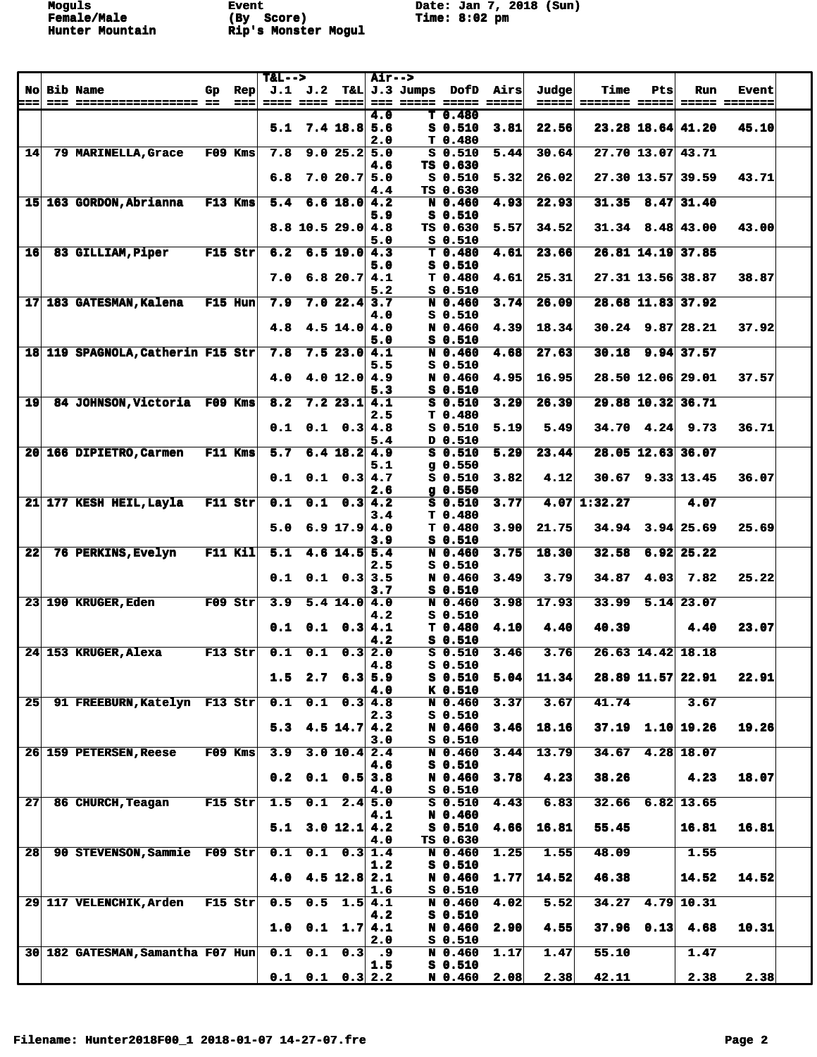Moguls Female/Male Hunter Mountain

Event (By Score) Rip's Monster Mogul

Date: Jan 7, 2018 (Sun) Time: 8:02 pm

| No | Bib | Name | Gp | Rep | J.1 | J.2 | T&L | J.3 | Jumps | DofD | Airs | Judge | Time | Pts | Run | Event |
|---|---|---|---|---|---|---|---|---|---|---|---|---|---|---|---|---|
| | | | | | T&L--> | | | Air--> | | | | | | | | |
| | | | | | | | | 4.0 | T | 0.480 | | | | | | |
| | | | | | 5.1 | 7.4 | 18.8 | 5.6 | S | 0.510 | 3.81 | 22.56 | 23.28 | 18.64 | 41.20 | 45.10 |
| | | | | | | | | 2.0 | T | 0.480 | | | | | | |
| 14 | 79 | MARINELLA,Grace | F09 | Kms | 7.8 | 9.0 | 25.2 | 5.0 | S | 0.510 | 5.44 | 30.64 | 27.70 | 13.07 | 43.71 | |
| | | | | | | | | 4.6 | TS | 0.630 | | | | | | |
| | | | | | 6.8 | 7.0 | 20.7 | 5.0 | S | 0.510 | 5.32 | 26.02 | 27.30 | 13.57 | 39.59 | 43.71 |
| | | | | | | | | 4.4 | TS | 0.630 | | | | | | |
| 15 | 163 | GORDON,Abrianna | F13 | Kms | 5.4 | 6.6 | 18.0 | 4.2 | N | 0.460 | 4.93 | 22.93 | 31.35 | 8.47 | 31.40 | |
| | | | | | | | | 5.9 | S | 0.510 | | | | | | |
| | | | | | 8.8 | 10.5 | 29.0 | 4.8 | TS | 0.630 | 5.57 | 34.52 | 31.34 | 8.48 | 43.00 | 43.00 |
| | | | | | | | | 5.0 | S | 0.510 | | | | | | |
| 16 | 83 | GILLIAM,Piper | F15 | Str | 6.2 | 6.5 | 19.0 | 4.3 | T | 0.480 | 4.61 | 23.66 | 26.81 | 14.19 | 37.85 | |
| | | | | | | | | 5.0 | S | 0.510 | | | | | | |
| | | | | | 7.0 | 6.8 | 20.7 | 4.1 | T | 0.480 | 4.61 | 25.31 | 27.31 | 13.56 | 38.87 | 38.87 |
| | | | | | | | | 5.2 | S | 0.510 | | | | | | |
| 17 | 183 | GATESMAN,Kalena | F15 | Hun | 7.9 | 7.0 | 22.4 | 3.7 | N | 0.460 | 3.74 | 26.09 | 28.68 | 11.83 | 37.92 | |
| | | | | | | | | 4.0 | S | 0.510 | | | | | | |
| | | | | | 4.8 | 4.5 | 14.0 | 4.0 | N | 0.460 | 4.39 | 18.34 | 30.24 | 9.87 | 28.21 | 37.92 |
| | | | | | | | | 5.0 | S | 0.510 | | | | | | |
| 18 | 119 | SPAGNOLA,Catherin | F15 | Str | 7.8 | 7.5 | 23.0 | 4.1 | N | 0.460 | 4.68 | 27.63 | 30.18 | 9.94 | 37.57 | |
| | | | | | | | | 5.5 | S | 0.510 | | | | | | |
| | | | | | 4.0 | 4.0 | 12.0 | 4.9 | N | 0.460 | 4.95 | 16.95 | 28.50 | 12.06 | 29.01 | 37.57 |
| | | | | | | | | 5.3 | S | 0.510 | | | | | | |
| 19 | 84 | JOHNSON,Victoria | F09 | Kms | 8.2 | 7.2 | 23.1 | 4.1 | S | 0.510 | 3.29 | 26.39 | 29.88 | 10.32 | 36.71 | |
| | | | | | | | | 2.5 | T | 0.480 | | | | | | |
| | | | | | 0.1 | 0.1 | 0.3 | 4.8 | S | 0.510 | 5.19 | 5.49 | 34.70 | 4.24 | 9.73 | 36.71 |
| | | | | | | | | 5.4 | D | 0.510 | | | | | | |
| 20 | 166 | DIPIETRO,Carmen | F11 | Kms | 5.7 | 6.4 | 18.2 | 4.9 | S | 0.510 | 5.29 | 23.44 | 28.05 | 12.63 | 36.07 | |
| | | | | | | | | 5.1 | g | 0.550 | | | | | | |
| | | | | | 0.1 | 0.1 | 0.3 | 4.7 | S | 0.510 | 3.82 | 4.12 | 30.67 | 9.33 | 13.45 | 36.07 |
| | | | | | | | | 2.6 | g | 0.550 | | | | | | |
| 21 | 177 | KESH HEIL,Layla | F11 | Str | 0.1 | 0.1 | 0.3 | 4.2 | S | 0.510 | 3.77 | 4.07 | 1:32.27 | | 4.07 | |
| | | | | | | | | 3.4 | T | 0.480 | | | | | | |
| | | | | | 5.0 | 6.9 | 17.9 | 4.0 | T | 0.480 | 3.90 | 21.75 | 34.94 | 3.94 | 25.69 | 25.69 |
| | | | | | | | | 3.9 | S | 0.510 | | | | | | |
| 22 | 76 | PERKINS,Evelyn | F11 | Kil | 5.1 | 4.6 | 14.5 | 5.4 | N | 0.460 | 3.75 | 18.30 | 32.58 | 6.92 | 25.22 | |
| | | | | | | | | 2.5 | S | 0.510 | | | | | | |
| | | | | | 0.1 | 0.1 | 0.3 | 3.5 | N | 0.460 | 3.49 | 3.79 | 34.87 | 4.03 | 7.82 | 25.22 |
| | | | | | | | | 3.7 | S | 0.510 | | | | | | |
| 23 | 190 | KRUGER,Eden | F09 | Str | 3.9 | 5.4 | 14.0 | 4.0 | N | 0.460 | 3.98 | 17.93 | 33.99 | 5.14 | 23.07 | |
| | | | | | | | | 4.2 | S | 0.510 | | | | | | |
| | | | | | 0.1 | 0.1 | 0.3 | 4.1 | T | 0.480 | 4.10 | 4.40 | 40.39 | | 4.40 | 23.07 |
| | | | | | | | | 4.2 | S | 0.510 | | | | | | |
| 24 | 153 | KRUGER,Alexa | F13 | Str | 0.1 | 0.1 | 0.3 | 2.0 | S | 0.510 | 3.46 | 3.76 | 26.63 | 14.42 | 18.18 | |
| | | | | | | | | 4.8 | S | 0.510 | | | | | | |
| | | | | | 1.5 | 2.7 | 6.3 | 5.9 | S | 0.510 | 5.04 | 11.34 | 28.89 | 11.57 | 22.91 | 22.91 |
| | | | | | | | | 4.0 | K | 0.510 | | | | | | |
| 25 | 91 | FREEBURN,Katelyn | F13 | Str | 0.1 | 0.1 | 0.3 | 4.8 | N | 0.460 | 3.37 | 3.67 | 41.74 | | 3.67 | |
| | | | | | | | | 2.3 | S | 0.510 | | | | | | |
| | | | | | 5.3 | 4.5 | 14.7 | 4.2 | N | 0.460 | 3.46 | 18.16 | 37.19 | 1.10 | 19.26 | 19.26 |
| | | | | | | | | 3.0 | S | 0.510 | | | | | | |
| 26 | 159 | PETERSEN,Reese | F09 | Kms | 3.9 | 3.0 | 10.4 | 2.4 | N | 0.460 | 3.44 | 13.79 | 34.67 | 4.28 | 18.07 | |
| | | | | | | | | 4.6 | S | 0.510 | | | | | | |
| | | | | | 0.2 | 0.1 | 0.5 | 3.8 | N | 0.460 | 3.78 | 4.23 | 38.26 | | 4.23 | 18.07 |
| | | | | | | | | 4.0 | S | 0.510 | | | | | | |
| 27 | 86 | CHURCH,Teagan | F15 | Str | 1.5 | 0.1 | 2.4 | 5.0 | S | 0.510 | 4.43 | 6.83 | 32.66 | 6.82 | 13.65 | |
| | | | | | | | | 4.1 | N | 0.460 | | | | | | |
| | | | | | 5.1 | 3.0 | 12.1 | 4.2 | S | 0.510 | 4.66 | 16.81 | 55.45 | | 16.81 | 16.81 |
| | | | | | | | | 4.0 | TS | 0.630 | | | | | | |
| 28 | 90 | STEVENSON,Sammie | F09 | Str | 0.1 | 0.1 | 0.3 | 1.4 | N | 0.460 | 1.25 | 1.55 | 48.09 | | 1.55 | |
| | | | | | | | | 1.2 | S | 0.510 | | | | | | |
| | | | | | 4.0 | 4.5 | 12.8 | 2.1 | N | 0.460 | 1.77 | 14.52 | 46.38 | | 14.52 | 14.52 |
| | | | | | | | | 1.6 | S | 0.510 | | | | | | |
| 29 | 117 | VELENCHIK,Arden | F15 | Str | 0.5 | 0.5 | 1.5 | 4.1 | N | 0.460 | 4.02 | 5.52 | 34.27 | 4.79 | 10.31 | |
| | | | | | | | | 4.2 | S | 0.510 | | | | | | |
| | | | | | 1.0 | 0.1 | 1.7 | 4.1 | N | 0.460 | 2.90 | 4.55 | 37.96 | 0.13 | 4.68 | 10.31 |
| | | | | | | | | 2.0 | S | 0.510 | | | | | | |
| 30 | 182 | GATESMAN,Samantha | F07 | Hun | 0.1 | 0.1 | 0.3 | .9 | N | 0.460 | 1.17 | 1.47 | 55.10 | | 1.47 | |
| | | | | | | | | 1.5 | S | 0.510 | | | | | | |
| | | | | | 0.1 | 0.1 | 0.3 | 2.2 | N | 0.460 | 2.08 | 2.38 | 42.11 | | 2.38 | 2.38 |

Filename: Hunter2018F00_1 2018-01-07 14-27-07.fre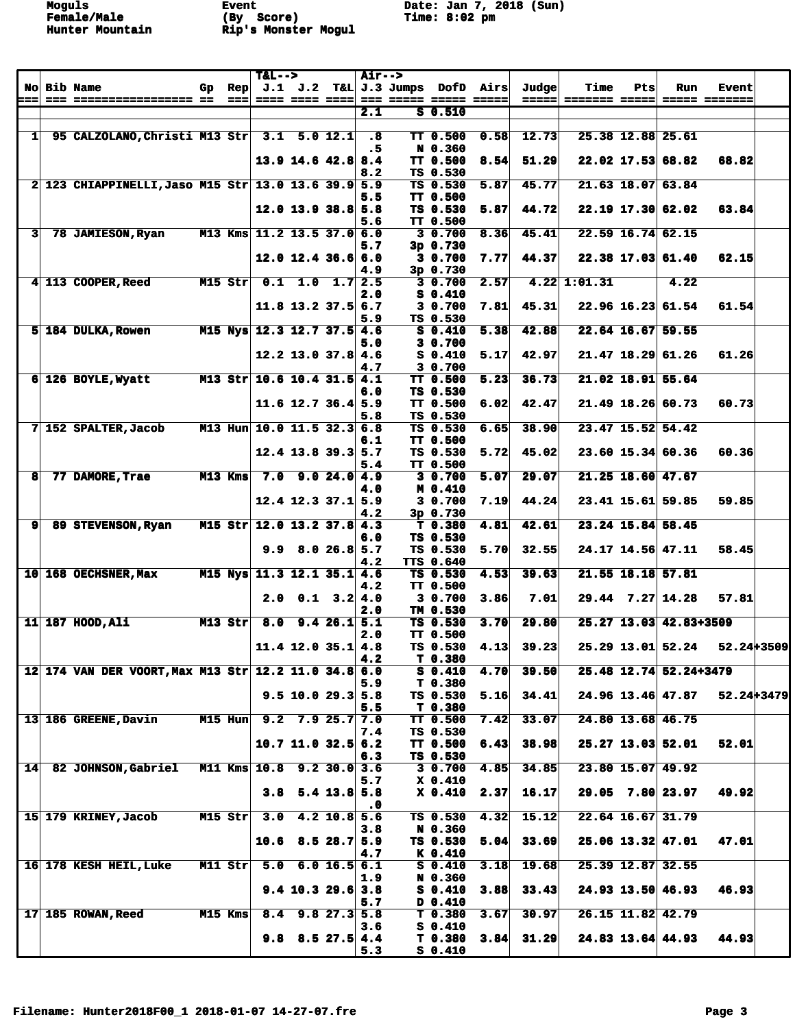Moguls
Female/Male
Hunter Mountain

Event
(By Score)
Rip's Monster Mogul

Date: Jan 7, 2018 (Sun)
Time: 8:02 pm

| No | Bib | Name | Gp | Rep | T&L--> J.1 | J.2 | T&L | Air--> J.3 | Jumps | DofD | Airs | Judge | Time | Pts | Run | Event |
|---|---|---|---|---|---|---|---|---|---|---|---|---|---|---|---|---|
| | | | | | | | | 2.1 | S | 0.510 | | | | | | |
| 1 | 95 | CALZOLANO,Christi | M13 | Str | 3.1 | 5.0 | 12.1 | .8 | TT | 0.500 | 0.58 | 12.73 | 25.38 | 12.88 | 25.61 | |
| | | | | | | | | .5 | N | 0.360 | | | | | | |
| | | | | | 13.9 | 14.6 | 42.8 | 8.4 | TT | 0.500 | 8.54 | 51.29 | 22.02 | 17.53 | 68.82 | 68.82 |
| | | | | | | | | 8.2 | TS | 0.530 | | | | | | |
| 2 | 123 | CHIAPPINELLI,Jaso | M15 | Str | 13.0 | 13.6 | 39.9 | 5.9 | TS | 0.530 | 5.87 | 45.77 | 21.63 | 18.07 | 63.84 | |
| | | | | | | | | 5.5 | TT | 0.500 | | | | | | |
| | | | | | 12.0 | 13.9 | 38.8 | 5.8 | TS | 0.530 | 5.87 | 44.72 | 22.19 | 17.30 | 62.02 | 63.84 |
| | | | | | | | | 5.6 | TT | 0.500 | | | | | | |
| 3 | 78 | JAMIESON,Ryan | M13 | Kms | 11.2 | 13.5 | 37.0 | 6.0 | 3 | 0.700 | 8.36 | 45.41 | 22.59 | 16.74 | 62.15 | |
| | | | | | | | | 5.7 | 3p | 0.730 | | | | | | |
| | | | | | 12.0 | 12.4 | 36.6 | 6.0 | 3 | 0.700 | 7.77 | 44.37 | 22.38 | 17.03 | 61.40 | 62.15 |
| | | | | | | | | 4.9 | 3p | 0.730 | | | | | | |
| 4 | 113 | COOPER,Reed | M15 | Str | 0.1 | 1.0 | 1.7 | 2.5 | 3 | 0.700 | 2.57 | 4.22 | 1:01.31 | | 4.22 | |
| | | | | | | | | 2.0 | S | 0.410 | | | | | | |
| | | | | | 11.8 | 13.2 | 37.5 | 6.7 | 3 | 0.700 | 7.81 | 45.31 | 22.96 | 16.23 | 61.54 | 61.54 |
| | | | | | | | | 5.9 | TS | 0.530 | | | | | | |
| 5 | 184 | DULKA,Rowen | M15 | Nys | 12.3 | 12.7 | 37.5 | 4.6 | S | 0.410 | 5.38 | 42.88 | 22.64 | 16.67 | 59.55 | |
| | | | | | | | | 5.0 | 3 | 0.700 | | | | | | |
| | | | | | 12.2 | 13.0 | 37.8 | 4.6 | S | 0.410 | 5.17 | 42.97 | 21.47 | 18.29 | 61.26 | 61.26 |
| | | | | | | | | 4.7 | 3 | 0.700 | | | | | | |
| 6 | 126 | BOYLE,Wyatt | M13 | Str | 10.6 | 10.4 | 31.5 | 4.1 | TT | 0.500 | 5.23 | 36.73 | 21.02 | 18.91 | 55.64 | |
| | | | | | | | | 6.0 | TS | 0.530 | | | | | | |
| | | | | | 11.6 | 12.7 | 36.4 | 5.9 | TT | 0.500 | 6.02 | 42.47 | 21.49 | 18.26 | 60.73 | 60.73 |
| | | | | | | | | 5.8 | TS | 0.530 | | | | | | |
| 7 | 152 | SPALTER,Jacob | M13 | Hun | 10.0 | 11.5 | 32.3 | 6.8 | TS | 0.530 | 6.65 | 38.90 | 23.47 | 15.52 | 54.42 | |
| | | | | | | | | 6.1 | TT | 0.500 | | | | | | |
| | | | | | 12.4 | 13.8 | 39.3 | 5.7 | TS | 0.530 | 5.72 | 45.02 | 23.60 | 15.34 | 60.36 | 60.36 |
| | | | | | | | | 5.4 | TT | 0.500 | | | | | | |
| 8 | 77 | DAMORE,Trae | M13 | Kms | 7.0 | 9.0 | 24.0 | 4.9 | 3 | 0.700 | 5.07 | 29.07 | 21.25 | 18.60 | 47.67 | |
| | | | | | | | | 4.0 | M | 0.410 | | | | | | |
| | | | | | 12.4 | 12.3 | 37.1 | 5.9 | 3 | 0.700 | 7.19 | 44.24 | 23.41 | 15.61 | 59.85 | 59.85 |
| | | | | | | | | 4.2 | 3p | 0.730 | | | | | | |
| 9 | 89 | STEVENSON,Ryan | M15 | Str | 12.0 | 13.2 | 37.8 | 4.3 | T | 0.380 | 4.81 | 42.61 | 23.24 | 15.84 | 58.45 | |
| | | | | | | | | 6.0 | TS | 0.530 | | | | | | |
| | | | | | 9.9 | 8.0 | 26.8 | 5.7 | TS | 0.530 | 5.70 | 32.55 | 24.17 | 14.56 | 47.11 | 58.45 |
| | | | | | | | | 4.2 | TTS | 0.640 | | | | | | |
| 10 | 168 | OECHSNER,Max | M15 | Nys | 11.3 | 12.1 | 35.1 | 4.6 | TS | 0.530 | 4.53 | 39.63 | 21.55 | 18.18 | 57.81 | |
| | | | | | | | | 4.2 | TT | 0.500 | | | | | | |
| | | | | | 2.0 | 0.1 | 3.2 | 4.0 | 3 | 0.700 | 3.86 | 7.01 | 29.44 | 7.27 | 14.28 | 57.81 |
| | | | | | | | | 2.0 | TM | 0.530 | | | | | | |
| 11 | 187 | HOOD,Ali | M13 | Str | 8.0 | 9.4 | 26.1 | 5.1 | TS | 0.530 | 3.70 | 29.80 | 25.27 | 13.03 | 42.83+3509 | |
| | | | | | | | | 2.0 | TT | 0.500 | | | | | | |
| | | | | | 11.4 | 12.0 | 35.1 | 4.8 | TS | 0.530 | 4.13 | 39.23 | 25.29 | 13.01 | 52.24 | 52.24+3509 |
| | | | | | | | | 4.2 | T | 0.380 | | | | | | |
| 12 | 174 | VAN DER VOORT,Max | M13 | Str | 12.2 | 11.0 | 34.8 | 6.0 | S | 0.410 | 4.70 | 39.50 | 25.48 | 12.74 | 52.24+3479 | |
| | | | | | | | | 5.9 | T | 0.380 | | | | | | |
| | | | | | 9.5 | 10.0 | 29.3 | 5.8 | TS | 0.530 | 5.16 | 34.41 | 24.96 | 13.46 | 47.87 | 52.24+3479 |
| | | | | | | | | 5.5 | T | 0.380 | | | | | | |
| 13 | 186 | GREENE,Davin | M15 | Hun | 9.2 | 7.9 | 25.7 | 7.0 | TT | 0.500 | 7.42 | 33.07 | 24.80 | 13.68 | 46.75 | |
| | | | | | | | | 7.4 | TS | 0.530 | | | | | | |
| | | | | | 10.7 | 11.0 | 32.5 | 6.2 | TT | 0.500 | 6.43 | 38.98 | 25.27 | 13.03 | 52.01 | 52.01 |
| | | | | | | | | 6.3 | TS | 0.530 | | | | | | |
| 14 | 82 | JOHNSON,Gabriel | M11 | Kms | 10.8 | 9.2 | 30.0 | 3.6 | 3 | 0.700 | 4.85 | 34.85 | 23.80 | 15.07 | 49.92 | |
| | | | | | | | | 5.7 | X | 0.410 | | | | | | |
| | | | | | 3.8 | 5.4 | 13.8 | 5.8 | X | 0.410 | 2.37 | 16.17 | 29.05 | 7.80 | 23.97 | 49.92 |
| | | | | | | | | .0 | | | | | | | | |
| 15 | 179 | KRINEY,Jacob | M15 | Str | 3.0 | 4.2 | 10.8 | 5.6 | TS | 0.530 | 4.32 | 15.12 | 22.64 | 16.67 | 31.79 | |
| | | | | | | | | 3.8 | N | 0.360 | | | | | | |
| | | | | | 10.6 | 8.5 | 28.7 | 5.9 | TS | 0.530 | 5.04 | 33.69 | 25.06 | 13.32 | 47.01 | 47.01 |
| | | | | | | | | 4.7 | K | 0.410 | | | | | | |
| 16 | 178 | KESH HEIL,Luke | M11 | Str | 5.0 | 6.0 | 16.5 | 6.1 | S | 0.410 | 3.18 | 19.68 | 25.39 | 12.87 | 32.55 | |
| | | | | | | | | 1.9 | N | 0.360 | | | | | | |
| | | | | | 9.4 | 10.3 | 29.6 | 3.8 | S | 0.410 | 3.88 | 33.43 | 24.93 | 13.50 | 46.93 | 46.93 |
| | | | | | | | | 5.7 | D | 0.410 | | | | | | |
| 17 | 185 | ROWAN,Reed | M15 | Kms | 8.4 | 9.8 | 27.3 | 5.8 | T | 0.380 | 3.67 | 30.97 | 26.15 | 11.82 | 42.79 | |
| | | | | | | | | 3.6 | S | 0.410 | | | | | | |
| | | | | | 9.8 | 8.5 | 27.5 | 4.4 | T | 0.380 | 3.84 | 31.29 | 24.83 | 13.64 | 44.93 | 44.93 |
| | | | | | | | | 5.3 | S | 0.410 | | | | | | |

Filename: Hunter2018F00_1 2018-01-07 14-27-07.fre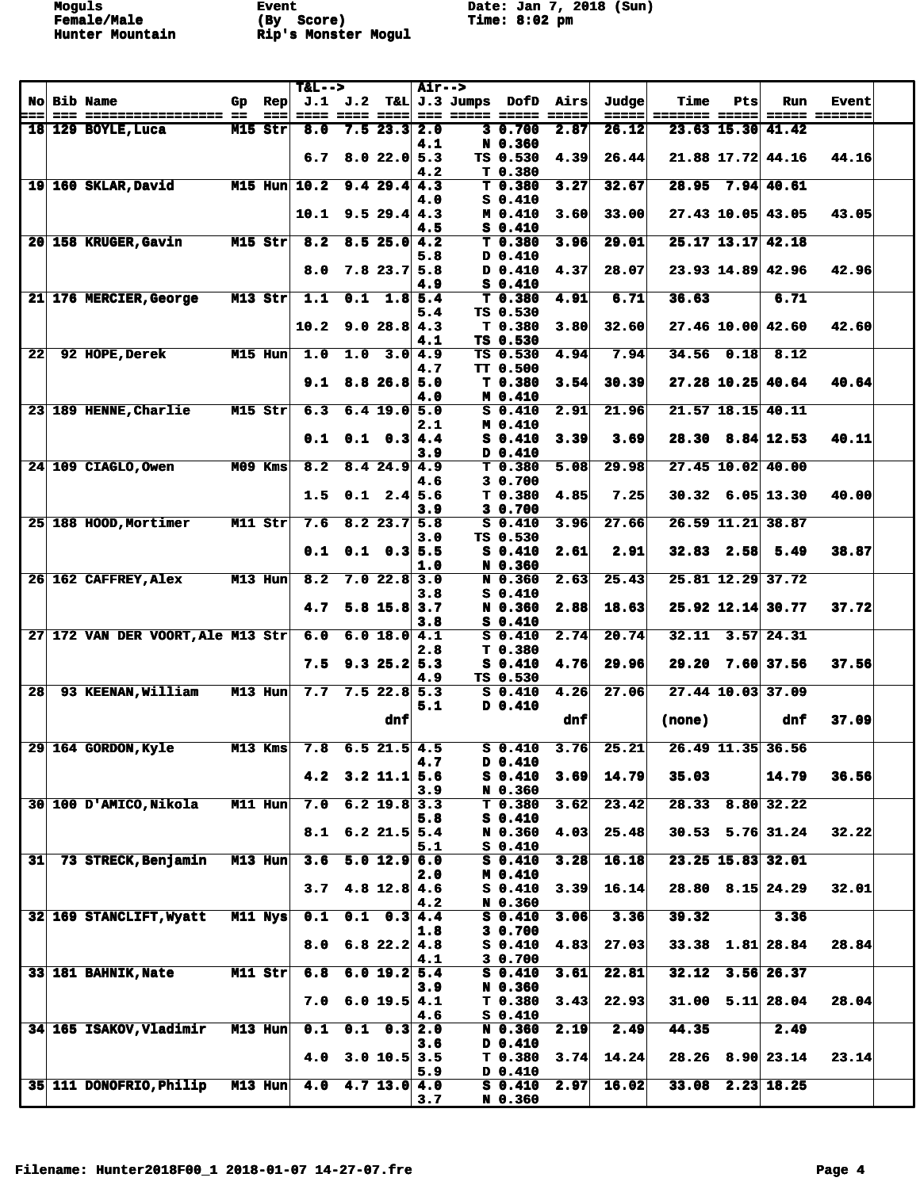Moguls Event Date: Jan 7, 2018 (Sun)
Female/Male (By Score) Time: 8:02 pm
Hunter Mountain Rip's Monster Mogul

| No | Bib | Name | Gp | Rep | T&L--> J.1 | J.2 | T&L | Air--> J.3 | Jumps | DofD | Airs | Judge | Time | Pts | Run | Event |
|---|---|---|---|---|---|---|---|---|---|---|---|---|---|---|---|---|
| 18 | 129 | BOYLE,Luca | M15 | Str | 8.0 | 7.5 | 23.3 | 2.0 | 3 | 0.700 | 2.87 | 26.12 | 23.63 | 15.30 | 41.42 | |
| | | | | | | | | 4.1 | N | 0.360 | | | | | | |
| | | | | | 6.7 | 8.0 | 22.0 | 5.3 | TS | 0.530 | 4.39 | 26.44 | 21.88 | 17.72 | 44.16 | 44.16 |
| | | | | | | | | 4.2 | T | 0.380 | | | | | | |
| 19 | 160 | SKLAR,David | M15 | Hun | 10.2 | 9.4 | 29.4 | 4.3 | T | 0.380 | 3.27 | 32.67 | 28.95 | 7.94 | 40.61 | |
| | | | | | | | | 4.0 | S | 0.410 | | | | | | |
| | | | | | 10.1 | 9.5 | 29.4 | 4.3 | M | 0.410 | 3.60 | 33.00 | 27.43 | 10.05 | 43.05 | 43.05 |
| | | | | | | | | 4.5 | S | 0.410 | | | | | | |
| 20 | 158 | KRUGER,Gavin | M15 | Str | 8.2 | 8.5 | 25.0 | 4.2 | T | 0.380 | 3.96 | 29.01 | 25.17 | 13.17 | 42.18 | |
| | | | | | | | | 5.8 | D | 0.410 | | | | | | |
| | | | | | 8.0 | 7.8 | 23.7 | 5.8 | D | 0.410 | 4.37 | 28.07 | 23.93 | 14.89 | 42.96 | 42.96 |
| | | | | | | | | 4.9 | S | 0.410 | | | | | | |
| 21 | 176 | MERCIER,George | M13 | Str | 1.1 | 0.1 | 1.8 | 5.4 | T | 0.380 | 4.91 | 6.71 | 36.63 | | 6.71 | |
| | | | | | | | | 5.4 | TS | 0.530 | | | | | | |
| | | | | | 10.2 | 9.0 | 28.8 | 4.3 | T | 0.380 | 3.80 | 32.60 | 27.46 | 10.00 | 42.60 | 42.60 |
| | | | | | | | | 4.1 | TS | 0.530 | | | | | | |
| 22 | 92 | HOPE,Derek | M15 | Hun | 1.0 | 1.0 | 3.0 | 4.9 | TS | 0.530 | 4.94 | 7.94 | 34.56 | 0.18 | 8.12 | |
| | | | | | | | | 4.7 | TT | 0.500 | | | | | | |
| | | | | | 9.1 | 8.8 | 26.8 | 5.0 | T | 0.380 | 3.54 | 30.39 | 27.28 | 10.25 | 40.64 | 40.64 |
| | | | | | | | | 4.0 | M | 0.410 | | | | | | |
| 23 | 189 | HENNE,Charlie | M15 | Str | 6.3 | 6.4 | 19.0 | 5.0 | S | 0.410 | 2.91 | 21.96 | 21.57 | 18.15 | 40.11 | |
| | | | | | | | | 2.1 | M | 0.410 | | | | | | |
| | | | | | 0.1 | 0.1 | 0.3 | 4.4 | S | 0.410 | 3.39 | 3.69 | 28.30 | 8.84 | 12.53 | 40.11 |
| | | | | | | | | 3.9 | D | 0.410 | | | | | | |
| 24 | 109 | CIAGLO,Owen | M09 | Kms | 8.2 | 8.4 | 24.9 | 4.9 | T | 0.380 | 5.08 | 29.98 | 27.45 | 10.02 | 40.00 | |
| | | | | | | | | 4.6 | 3 | 0.700 | | | | | | |
| | | | | | 1.5 | 0.1 | 2.4 | 5.6 | T | 0.380 | 4.85 | 7.25 | 30.32 | 6.05 | 13.30 | 40.00 |
| | | | | | | | | 3.9 | 3 | 0.700 | | | | | | |
| 25 | 188 | HOOD,Mortimer | M11 | Str | 7.6 | 8.2 | 23.7 | 5.8 | S | 0.410 | 3.96 | 27.66 | 26.59 | 11.21 | 38.87 | |
| | | | | | | | | 3.0 | TS | 0.530 | | | | | | |
| | | | | | 0.1 | 0.1 | 0.3 | 5.5 | S | 0.410 | 2.61 | 2.91 | 32.83 | 2.58 | 5.49 | 38.87 |
| | | | | | | | | 1.0 | N | 0.360 | | | | | | |
| 26 | 162 | CAFFREY,Alex | M13 | Hun | 8.2 | 7.0 | 22.8 | 3.0 | N | 0.360 | 2.63 | 25.43 | 25.81 | 12.29 | 37.72 | |
| | | | | | | | | 3.8 | S | 0.410 | | | | | | |
| | | | | | 4.7 | 5.8 | 15.8 | 3.7 | N | 0.360 | 2.88 | 18.63 | 25.92 | 12.14 | 30.77 | 37.72 |
| | | | | | | | | 3.8 | S | 0.410 | | | | | | |
| 27 | 172 | VAN DER VOORT,Ale | M13 | Str | 6.0 | 6.0 | 18.0 | 4.1 | S | 0.410 | 2.74 | 20.74 | 32.11 | 3.57 | 24.31 | |
| | | | | | | | | 2.8 | T | 0.380 | | | | | | |
| | | | | | 7.5 | 9.3 | 25.2 | 5.3 | S | 0.410 | 4.76 | 29.96 | 29.20 | 7.60 | 37.56 | 37.56 |
| | | | | | | | | 4.9 | TS | 0.530 | | | | | | |
| 28 | 93 | KEENAN,William | M13 | Hun | 7.7 | 7.5 | 22.8 | 5.3 | S | 0.410 | 4.26 | 27.06 | 27.44 | 10.03 | 37.09 | |
| | | | | | | | | 5.1 | D | 0.410 | | | | | | |
| | | | | | | | dnf | | | | dnf | | (none) | | dnf | 37.09 |
| 29 | 164 | GORDON,Kyle | M13 | Kms | 7.8 | 6.5 | 21.5 | 4.5 | S | 0.410 | 3.76 | 25.21 | 26.49 | 11.35 | 36.56 | |
| | | | | | | | | 4.7 | D | 0.410 | | | | | | |
| | | | | | 4.2 | 3.2 | 11.1 | 5.6 | S | 0.410 | 3.69 | 14.79 | 35.03 | | 14.79 | 36.56 |
| | | | | | | | | 3.9 | N | 0.360 | | | | | | |
| 30 | 100 | D'AMICO,Nikola | M11 | Hun | 7.0 | 6.2 | 19.8 | 3.3 | T | 0.380 | 3.62 | 23.42 | 28.33 | 8.80 | 32.22 | |
| | | | | | | | | 5.8 | S | 0.410 | | | | | | |
| | | | | | 8.1 | 6.2 | 21.5 | 5.4 | N | 0.360 | 4.03 | 25.48 | 30.53 | 5.76 | 31.24 | 32.22 |
| | | | | | | | | 5.1 | S | 0.410 | | | | | | |
| 31 | 73 | STRECK,Benjamin | M13 | Hun | 3.6 | 5.0 | 12.9 | 6.0 | S | 0.410 | 3.28 | 16.18 | 23.25 | 15.83 | 32.01 | |
| | | | | | | | | 2.0 | M | 0.410 | | | | | | |
| | | | | | 3.7 | 4.8 | 12.8 | 4.6 | S | 0.410 | 3.39 | 16.14 | 28.80 | 8.15 | 24.29 | 32.01 |
| | | | | | | | | 4.2 | N | 0.360 | | | | | | |
| 32 | 169 | STANCLIFT,Wyatt | M11 | Nys | 0.1 | 0.1 | 0.3 | 4.4 | S | 0.410 | 3.06 | 3.36 | 39.32 | | 3.36 | |
| | | | | | | | | 1.8 | 3 | 0.700 | | | | | | |
| | | | | | 8.0 | 6.8 | 22.2 | 4.8 | S | 0.410 | 4.83 | 27.03 | 33.38 | 1.81 | 28.84 | 28.84 |
| | | | | | | | | 4.1 | 3 | 0.700 | | | | | | |
| 33 | 181 | BAHNIK,Nate | M11 | Str | 6.8 | 6.0 | 19.2 | 5.4 | S | 0.410 | 3.61 | 22.81 | 32.12 | 3.56 | 26.37 | |
| | | | | | | | | 3.9 | N | 0.360 | | | | | | |
| | | | | | 7.0 | 6.0 | 19.5 | 4.1 | T | 0.380 | 3.43 | 22.93 | 31.00 | 5.11 | 28.04 | 28.04 |
| | | | | | | | | 4.6 | S | 0.410 | | | | | | |
| 34 | 165 | ISAKOV,Vladimir | M13 | Hun | 0.1 | 0.1 | 0.3 | 2.0 | N | 0.360 | 2.19 | 2.49 | 44.35 | | 2.49 | |
| | | | | | | | | 3.6 | D | 0.410 | | | | | | |
| | | | | | 4.0 | 3.0 | 10.5 | 3.5 | T | 0.380 | 3.74 | 14.24 | 28.26 | 8.90 | 23.14 | 23.14 |
| | | | | | | | | 5.9 | D | 0.410 | | | | | | |
| 35 | 111 | DONOFRIO,Philip | M13 | Hun | 4.0 | 4.7 | 13.0 | 4.0 | S | 0.410 | 2.97 | 16.02 | 33.08 | 2.23 | 18.25 | |
| | | | | | | | | 3.7 | N | 0.360 | | | | | | |

Filename: Hunter2018F00_1 2018-01-07 14-27-07.fre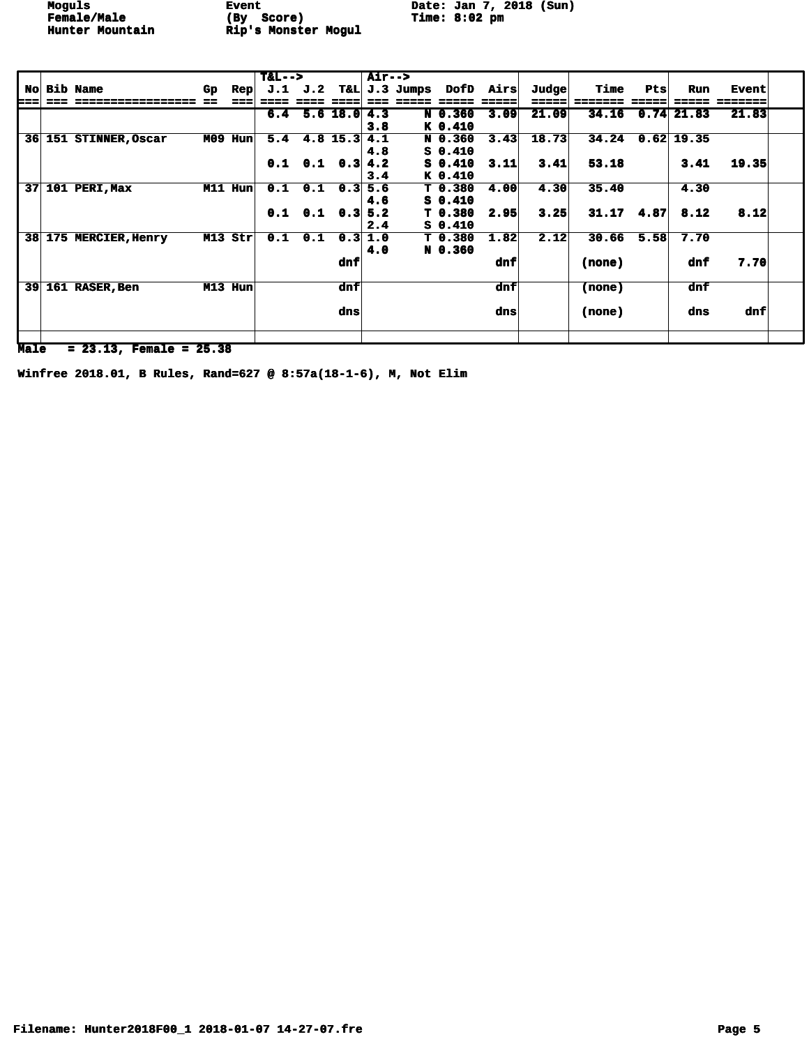Moguls　Event　Date: Jan 7, 2018 (Sun)
Female/Male　(By Score)　Time: 8:02 pm
Hunter Mountain　Rip's Monster Mogul

| No | Bib | Name | Gp | Rep | T&L--> J.1 | J.2 | T&L | Air--> J.3 | Jumps | DofD | Airs | Judge | Time | Pts | Run | Event |
|---|---|---|---|---|---|---|---|---|---|---|---|---|---|---|---|---|
| | | | | | 6.4 | 5.6 | 18.0 | 4.3 | N | 0.360 | 3.09 | 21.09 | 34.16 | 0.74 | 21.83 | 21.83 |
| | | | | | | | | 3.8 | K | 0.410 | | | | | | |
| 36 | 151 | STINNER,Oscar | M09 | Hun | 5.4 | 4.8 | 15.3 | 4.1 | N | 0.360 | 3.43 | 18.73 | 34.24 | 0.62 | 19.35 | |
| | | | | | | | | 4.8 | S | 0.410 | | | | | | |
| | | | | | 0.1 | 0.1 | 0.3 | 4.2 | S | 0.410 | 3.11 | 3.41 | 53.18 | | 3.41 | 19.35 |
| | | | | | | | | 3.4 | K | 0.410 | | | | | | |
| 37 | 101 | PERI,Max | M11 | Hun | 0.1 | 0.1 | 0.3 | 5.6 | T | 0.380 | 4.00 | 4.30 | 35.40 | | 4.30 | |
| | | | | | | | | 4.6 | S | 0.410 | | | | | | |
| | | | | | 0.1 | 0.1 | 0.3 | 5.2 | T | 0.380 | 2.95 | 3.25 | 31.17 | 4.87 | 8.12 | 8.12 |
| | | | | | | | | 2.4 | S | 0.410 | | | | | | |
| 38 | 175 | MERCIER,Henry | M13 | Str | 0.1 | 0.1 | 0.3 | 1.0 | T | 0.380 | 1.82 | 2.12 | 30.66 | 5.58 | 7.70 | |
| | | | | | | | | 4.0 | N | 0.360 | | | | | | |
| | | | | | | | dnf | | | | dnf | | (none) | | dnf | 7.70 |
| 39 | 161 | RASER,Ben | M13 | Hun | | | dnf | | | | dnf | | (none) | | dnf | |
| | | | | | | | dns | | | | dns | | (none) | | dns | dnf |

Male = 23.13, Female = 25.38

Winfree 2018.01, B Rules, Rand=627 @ 8:57a(18-1-6), M, Not Elim

Filename: Hunter2018F00_1 2018-01-07 14-27-07.fre